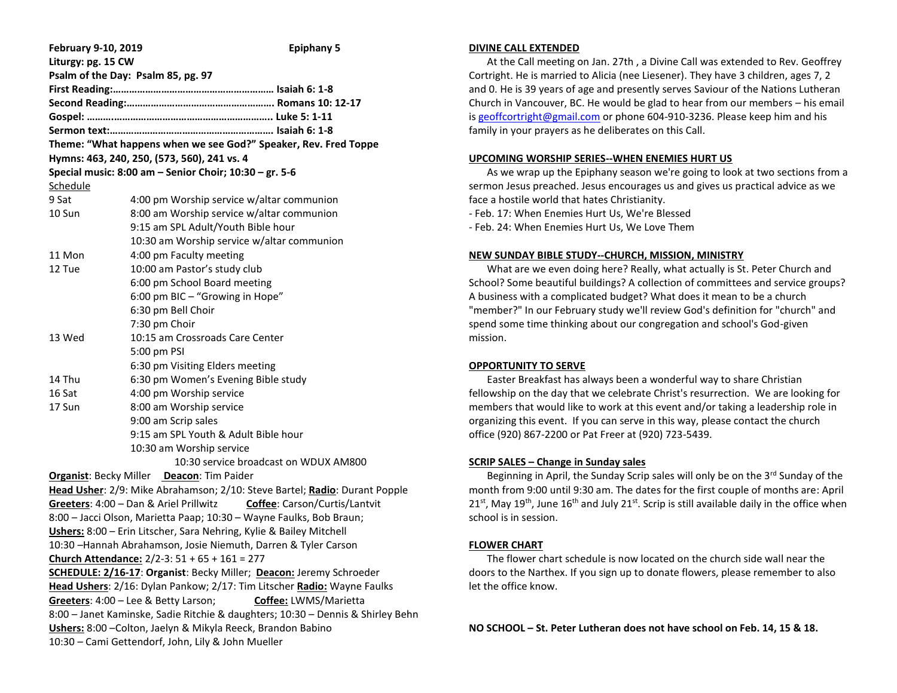**February 9-10, 2019 Epiphany 5**

**Liturgy: pg. 15 CW**

**Psalm of the Day: Psalm 85, pg. 97**

**First Reading:…………………………………………………… Isaiah 6: 1-8**

**Second Reading:……………………………………………….. Romans 10: 12-17**

**Gospel: ……..…………………………………………………….. Luke 5: 1-11**

**Sermon text:…………………………………………………… Isaiah 6: 1-8**

**Theme: "What happens when we see God?" Speaker, Rev. Fred Toppe**

**Hymns: 463, 240, 250, (573, 560), 241 vs. 4**

**Special music: 8:00 am – Senior Choir; 10:30 – gr. 5-6**

Schedule

| | |
|---|---|
| 9 Sat | 4:00 pm Worship service w/altar communion |
| 10 Sun | 8:00 am Worship service w/altar communion |
| | 9:15 am SPL Adult/Youth Bible hour |
| | 10:30 am Worship service w/altar communion |
| 11 Mon | 4:00 pm Faculty meeting |
| 12 Tue | 10:00 am Pastor's study club |
| | 6:00 pm School Board meeting |
| | 6:00 pm BIC – "Growing in Hope" |
| | 6:30 pm Bell Choir |
| | 7:30 pm Choir |
| 13 Wed | 10:15 am Crossroads Care Center |
| | 5:00 pm PSI |
| | 6:30 pm Visiting Elders meeting |
| 14 Thu | 6:30 pm Women's Evening Bible study |
| 16 Sat | 4:00 pm Worship service |
| 17 Sun | 8:00 am Worship service |
| | 9:00 am Scrip sales |
| | 9:15 am SPL Youth & Adult Bible hour |
| | 10:30 am Worship service |
| | 10:30 service broadcast on WDUX AM800 |

**Organist**: Becky Miller **Deacon**: Tim Paider

**Head Usher**: 2/9: Mike Abrahamson; 2/10: Steve Bartel; **Radio**: Durant Popple

**Greeters**: 4:00 – Dan & Ariel Prillwitz **Coffee**: Carson/Curtis/Lantvit

8:00 – Jacci Olson, Marietta Paap; 10:30 – Wayne Faulks, Bob Braun;

**Ushers:** 8:00 – Erin Litscher, Sara Nehring, Kylie & Bailey Mitchell

10:30 –Hannah Abrahamson, Josie Niemuth, Darren & Tyler Carson

**Church Attendance:** 2/2-3: 51 + 65 + 161 = 277

**SCHEDULE: 2/16-17**: **Organist**: Becky Miller; **Deacon:** Jeremy Schroeder

**Head Ushers**: 2/16: Dylan Pankow; 2/17: Tim Litscher **Radio:** Wayne Faulks

**Greeters**: 4:00 – Lee & Betty Larson; **Coffee:** LWMS/Marietta

8:00 – Janet Kaminske, Sadie Ritchie & daughters; 10:30 – Dennis & Shirley Behn

**Ushers:** 8:00 –Colton, Jaelyn & Mikyla Reeck, Brandon Babino

10:30 – Cami Gettendorf, John, Lily & John Mueller

**DIVINE CALL EXTENDED**

At the Call meeting on Jan. 27th , a Divine Call was extended to Rev. Geoffrey Cortright. He is married to Alicia (nee Liesener). They have 3 children, ages 7, 2 and 0. He is 39 years of age and presently serves Saviour of the Nations Lutheran Church in Vancouver, BC. He would be glad to hear from our members – his email is geoffcortright@gmail.com or phone 604-910-3236. Please keep him and his family in your prayers as he deliberates on this Call.

**UPCOMING WORSHIP SERIES--WHEN ENEMIES HURT US**

As we wrap up the Epiphany season we're going to look at two sections from a sermon Jesus preached. Jesus encourages us and gives us practical advice as we face a hostile world that hates Christianity.

- Feb. 17: When Enemies Hurt Us, We're Blessed
- Feb. 24: When Enemies Hurt Us, We Love Them

**NEW SUNDAY BIBLE STUDY--CHURCH, MISSION, MINISTRY**

What are we even doing here? Really, what actually is St. Peter Church and School? Some beautiful buildings? A collection of committees and service groups? A business with a complicated budget? What does it mean to be a church "member?" In our February study we'll review God's definition for "church" and spend some time thinking about our congregation and school's God-given mission.

**OPPORTUNITY TO SERVE**

Easter Breakfast has always been a wonderful way to share Christian fellowship on the day that we celebrate Christ's resurrection. We are looking for members that would like to work at this event and/or taking a leadership role in organizing this event. If you can serve in this way, please contact the church office (920) 867-2200 or Pat Freer at (920) 723-5439.

**SCRIP SALES – Change in Sunday sales**

Beginning in April, the Sunday Scrip sales will only be on the 3rd Sunday of the month from 9:00 until 9:30 am. The dates for the first couple of months are: April 21st, May 19th, June 16th and July 21st. Scrip is still available daily in the office when school is in session.

**FLOWER CHART**

The flower chart schedule is now located on the church side wall near the doors to the Narthex. If you sign up to donate flowers, please remember to also let the office know.

**NO SCHOOL – St. Peter Lutheran does not have school on Feb. 14, 15 & 18.**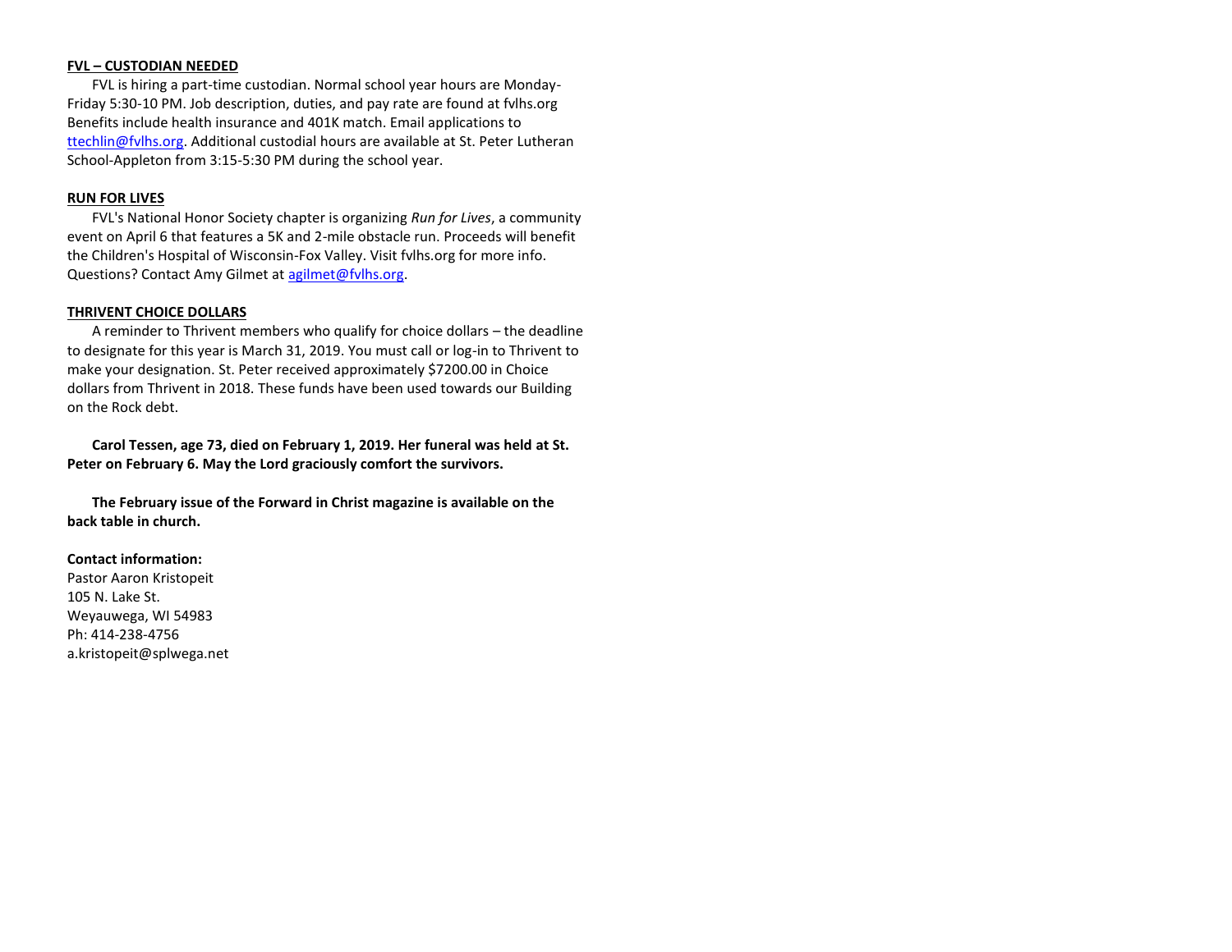**FVL – CUSTODIAN NEEDED**

FVL is hiring a part-time custodian. Normal school year hours are Monday-Friday 5:30-10 PM. Job description, duties, and pay rate are found at fvlhs.org Benefits include health insurance and 401K match. Email applications to ttechlin@fvlhs.org. Additional custodial hours are available at St. Peter Lutheran School-Appleton from 3:15-5:30 PM during the school year.

**RUN FOR LIVES**

FVL's National Honor Society chapter is organizing *Run for Lives*, a community event on April 6 that features a 5K and 2-mile obstacle run. Proceeds will benefit the Children's Hospital of Wisconsin-Fox Valley. Visit fvlhs.org for more info. Questions? Contact Amy Gilmet at agilmet@fvlhs.org.

**THRIVENT CHOICE DOLLARS**

A reminder to Thrivent members who qualify for choice dollars – the deadline to designate for this year is March 31, 2019. You must call or log-in to Thrivent to make your designation. St. Peter received approximately $7200.00 in Choice dollars from Thrivent in 2018. These funds have been used towards our Building on the Rock debt.

**Carol Tessen, age 73, died on February 1, 2019. Her funeral was held at St. Peter on February 6. May the Lord graciously comfort the survivors.**

**The February issue of the Forward in Christ magazine is available on the back table in church.**

**Contact information:**
Pastor Aaron Kristopeit
105 N. Lake St.
Weyauwega, WI 54983
Ph: 414-238-4756
a.kristopeit@splwega.net